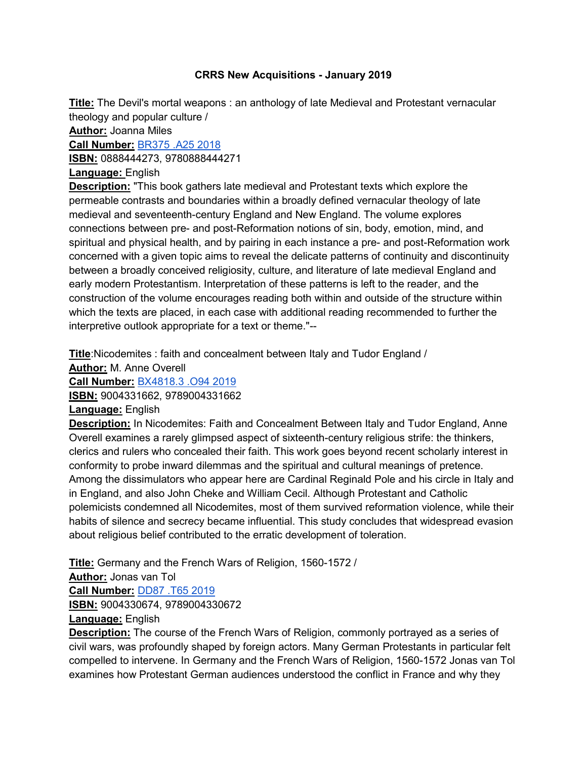# CRRS New Acquisitions - January 2019

**Title:** The Devil's mortal weapons : an anthology of late Medieval and Protestant vernacular theology and popular culture /
**Author:** Joanna Miles
**Call Number:** BR375 .A25 2018
**ISBN:** 0888444273, 9780888444271
**Language:** English
**Description:** "This book gathers late medieval and Protestant texts which explore the permeable contrasts and boundaries within a broadly defined vernacular theology of late medieval and seventeenth-century England and New England. The volume explores connections between pre- and post-Reformation notions of sin, body, emotion, mind, and spiritual and physical health, and by pairing in each instance a pre- and post-Reformation work concerned with a given topic aims to reveal the delicate patterns of continuity and discontinuity between a broadly conceived religiosity, culture, and literature of late medieval England and early modern Protestantism. Interpretation of these patterns is left to the reader, and the construction of the volume encourages reading both within and outside of the structure within which the texts are placed, in each case with additional reading recommended to further the interpretive outlook appropriate for a text or theme."--

**Title**:Nicodemites : faith and concealment between Italy and Tudor England /
**Author:** M. Anne Overell
**Call Number:** BX4818.3 .O94 2019
**ISBN:** 9004331662, 9789004331662
**Language:** English
**Description:** In Nicodemites: Faith and Concealment Between Italy and Tudor England, Anne Overell examines a rarely glimpsed aspect of sixteenth-century religious strife: the thinkers, clerics and rulers who concealed their faith. This work goes beyond recent scholarly interest in conformity to probe inward dilemmas and the spiritual and cultural meanings of pretence. Among the dissimulators who appear here are Cardinal Reginald Pole and his circle in Italy and in England, and also John Cheke and William Cecil. Although Protestant and Catholic polemicists condemned all Nicodemites, most of them survived reformation violence, while their habits of silence and secrecy became influential. This study concludes that widespread evasion about religious belief contributed to the erratic development of toleration.

**Title:** Germany and the French Wars of Religion, 1560-1572 /
**Author:** Jonas van Tol
**Call Number:** DD87 .T65 2019
**ISBN:** 9004330674, 9789004330672
**Language:** English
**Description:** The course of the French Wars of Religion, commonly portrayed as a series of civil wars, was profoundly shaped by foreign actors. Many German Protestants in particular felt compelled to intervene. In Germany and the French Wars of Religion, 1560-1572 Jonas van Tol examines how Protestant German audiences understood the conflict in France and why they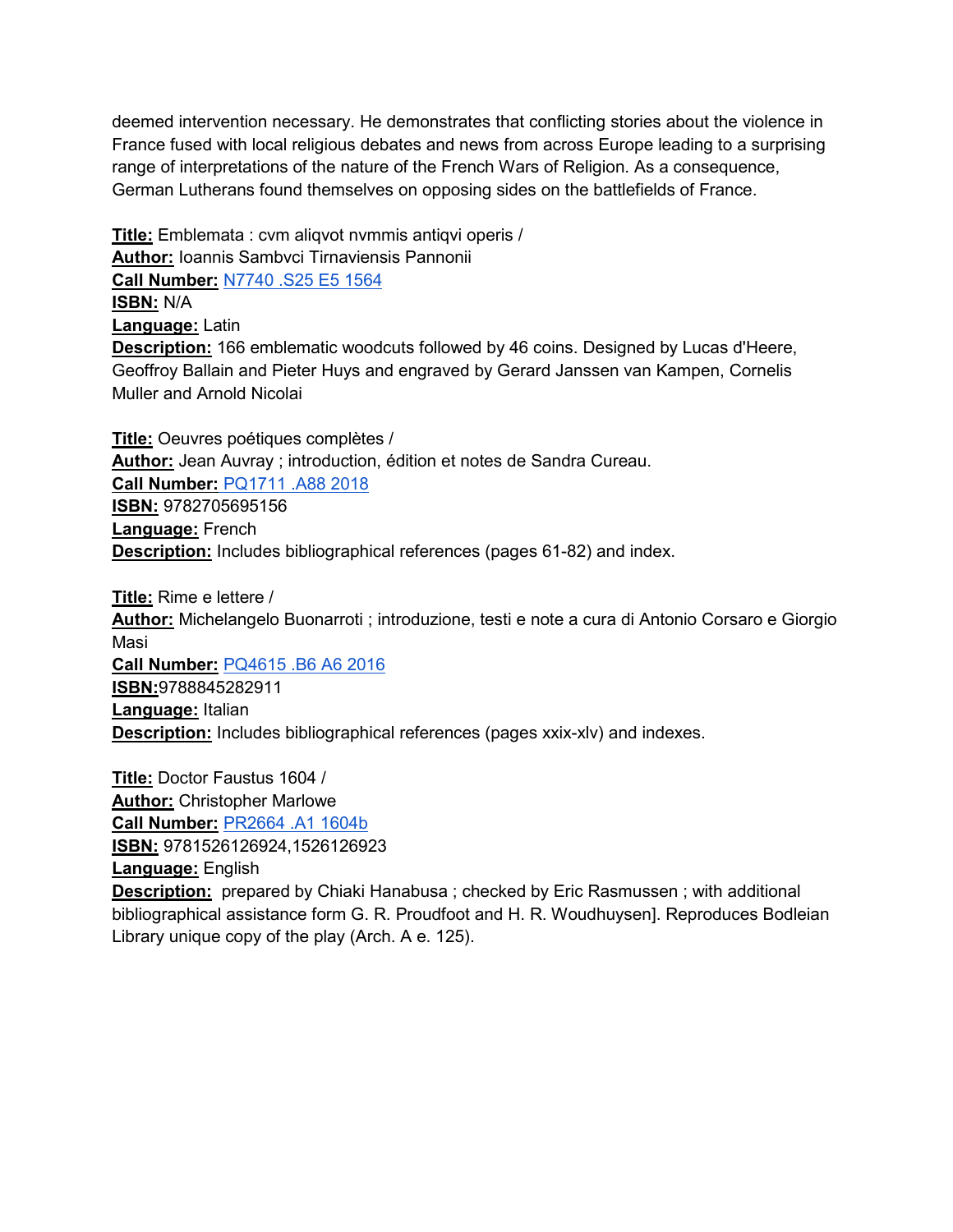deemed intervention necessary. He demonstrates that conflicting stories about the violence in France fused with local religious debates and news from across Europe leading to a surprising range of interpretations of the nature of the French Wars of Religion. As a consequence, German Lutherans found themselves on opposing sides on the battlefields of France.

**Title:** Emblemata : cvm aliqvot nvmmis antiqvi operis /
**Author:** Ioannis Sambvci Tirnaviensis Pannonii
**Call Number:** N7740 .S25 E5 1564
**ISBN:** N/A
**Language:** Latin
**Description:** 166 emblematic woodcuts followed by 46 coins. Designed by Lucas d'Heere, Geoffroy Ballain and Pieter Huys and engraved by Gerard Janssen van Kampen, Cornelis Muller and Arnold Nicolai

**Title:** Oeuvres poétiques complètes /
**Author:** Jean Auvray ; introduction, édition et notes de Sandra Cureau.
**Call Number:** PQ1711 .A88 2018
**ISBN:** 9782705695156
**Language:** French
**Description:** Includes bibliographical references (pages 61-82) and index.

**Title:** Rime e lettere /
**Author:** Michelangelo Buonarroti ; introduzione, testi e note a cura di Antonio Corsaro e Giorgio Masi
**Call Number:** PQ4615 .B6 A6 2016
**ISBN:**9788845282911
**Language:** Italian
**Description:** Includes bibliographical references (pages xxix-xlv) and indexes.

**Title:** Doctor Faustus 1604 /
**Author:** Christopher Marlowe
**Call Number:** PR2664 .A1 1604b
**ISBN:** 9781526126924,1526126923
**Language:** English
**Description:** prepared by Chiaki Hanabusa ; checked by Eric Rasmussen ; with additional bibliographical assistance form G. R. Proudfoot and H. R. Woudhuysen]. Reproduces Bodleian Library unique copy of the play (Arch. A e. 125).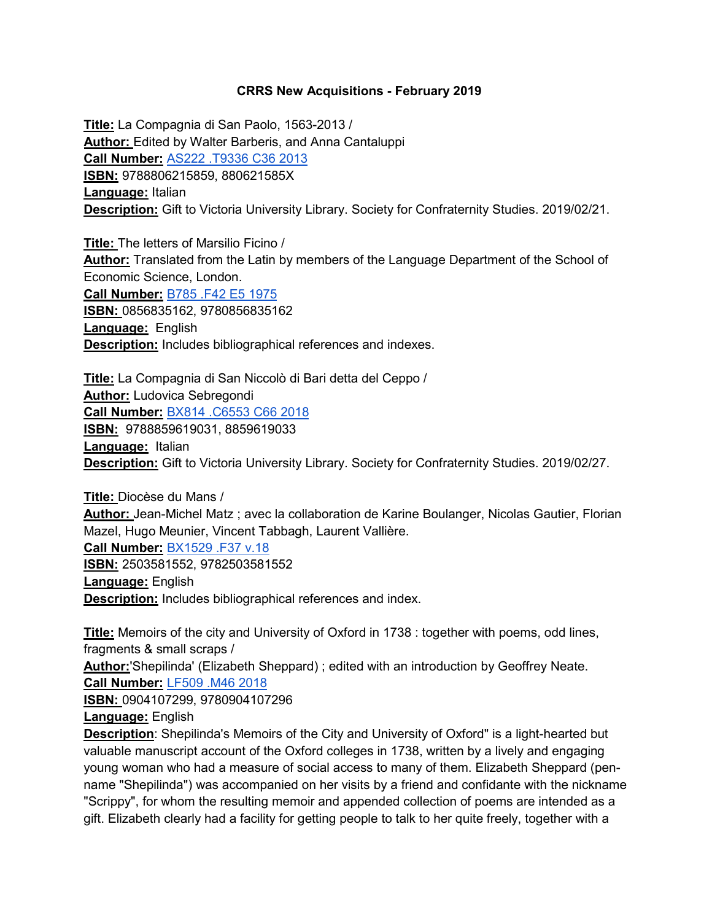## CRRS New Acquisitions - February 2019

**Title:** La Compagnia di San Paolo, 1563-2013 /
**Author:** Edited by Walter Barberis, and Anna Cantaluppi
**Call Number:** AS222 .T9336 C36 2013
**ISBN:** 9788806215859, 880621585X
**Language:** Italian
**Description:** Gift to Victoria University Library. Society for Confraternity Studies. 2019/02/21.

**Title:** The letters of Marsilio Ficino /
**Author:** Translated from the Latin by members of the Language Department of the School of Economic Science, London.
**Call Number:** B785 .F42 E5 1975
**ISBN:** 0856835162, 9780856835162
**Language:** English
**Description:** Includes bibliographical references and indexes.

**Title:** La Compagnia di San Niccolò di Bari detta del Ceppo /
**Author:** Ludovica Sebregondi
**Call Number:** BX814 .C6553 C66 2018
**ISBN:** 9788859619031, 8859619033
**Language:** Italian
**Description:** Gift to Victoria University Library. Society for Confraternity Studies. 2019/02/27.

**Title:** Diocèse du Mans /
**Author:** Jean-Michel Matz ; avec la collaboration de Karine Boulanger, Nicolas Gautier, Florian Mazel, Hugo Meunier, Vincent Tabbagh, Laurent Vallière.
**Call Number:** BX1529 .F37 v.18
**ISBN:** 2503581552, 9782503581552
**Language:** English
**Description:** Includes bibliographical references and index.

**Title:** Memoirs of the city and University of Oxford in 1738 : together with poems, odd lines, fragments & small scraps /
**Author:** 'Shepilinda' (Elizabeth Sheppard) ; edited with an introduction by Geoffrey Neate.
**Call Number:** LF509 .M46 2018
**ISBN:** 0904107299, 9780904107296
**Language:** English
**Description**: Shepilinda's Memoirs of the City and University of Oxford" is a light-hearted but valuable manuscript account of the Oxford colleges in 1738, written by a lively and engaging young woman who had a measure of social access to many of them. Elizabeth Sheppard (pen-name "Shepilinda") was accompanied on her visits by a friend and confidante with the nickname "Scrippy", for whom the resulting memoir and appended collection of poems are intended as a gift. Elizabeth clearly had a facility for getting people to talk to her quite freely, together with a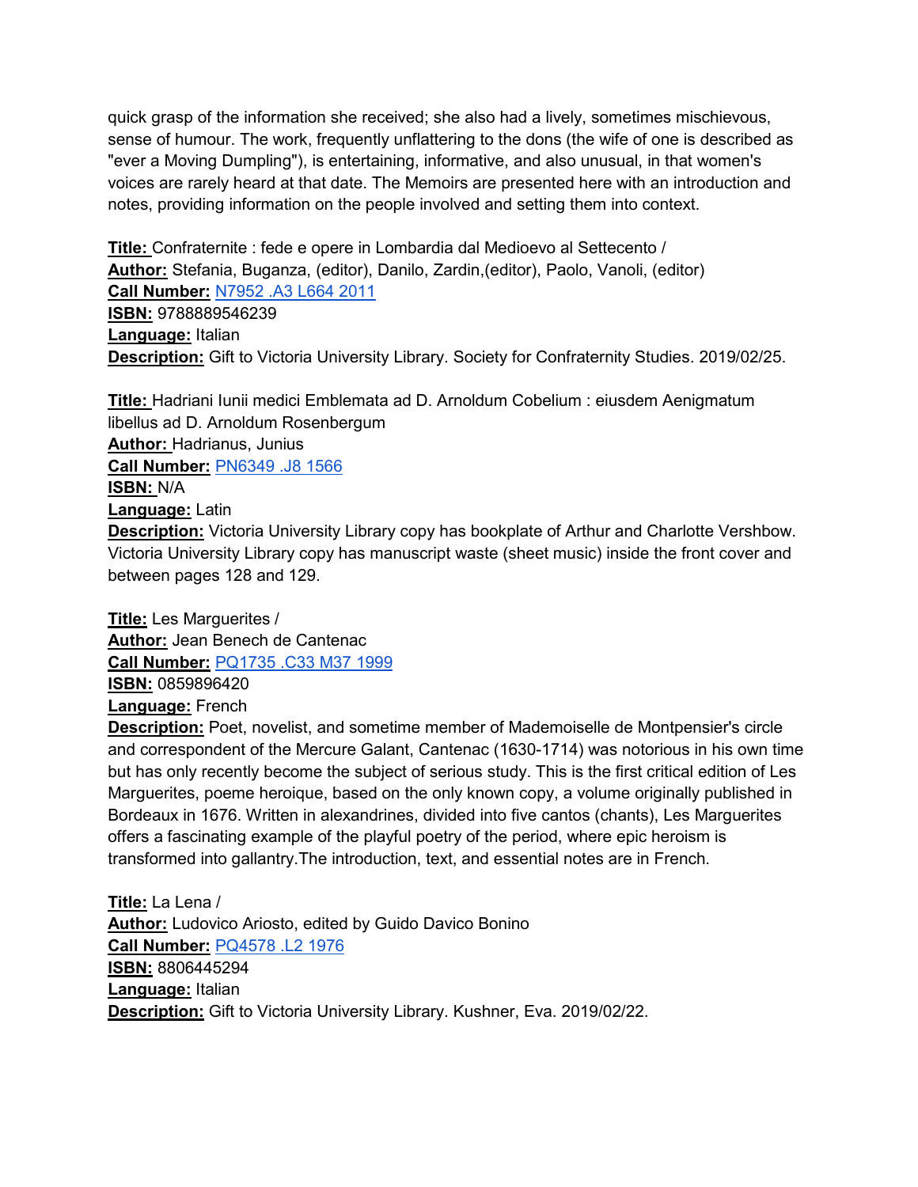quick grasp of the information she received; she also had a lively, sometimes mischievous, sense of humour. The work, frequently unflattering to the dons (the wife of one is described as "ever a Moving Dumpling"), is entertaining, informative, and also unusual, in that women's voices are rarely heard at that date. The Memoirs are presented here with an introduction and notes, providing information on the people involved and setting them into context.

**Title:** Confraternite : fede e opere in Lombardia dal Medioevo al Settecento /
**Author:** Stefania, Buganza, (editor), Danilo, Zardin,(editor), Paolo, Vanoli, (editor)
**Call Number:** N7952 .A3 L664 2011
**ISBN:** 9788889546239
**Language:** Italian
**Description:** Gift to Victoria University Library. Society for Confraternity Studies. 2019/02/25.

**Title:** Hadriani Iunii medici Emblemata ad D. Arnoldum Cobelium : eiusdem Aenigmatum libellus ad D. Arnoldum Rosenbergum
**Author:** Hadrianus, Junius
**Call Number:** PN6349 .J8 1566
**ISBN:** N/A
**Language:** Latin
**Description:** Victoria University Library copy has bookplate of Arthur and Charlotte Vershbow. Victoria University Library copy has manuscript waste (sheet music) inside the front cover and between pages 128 and 129.

**Title:** Les Marguerites /
**Author:** Jean Benech de Cantenac
**Call Number:** PQ1735 .C33 M37 1999
**ISBN:** 0859896420
**Language:** French
**Description:** Poet, novelist, and sometime member of Mademoiselle de Montpensier's circle and correspondent of the Mercure Galant, Cantenac (1630-1714) was notorious in his own time but has only recently become the subject of serious study. This is the first critical edition of Les Marguerites, poeme heroique, based on the only known copy, a volume originally published in Bordeaux in 1676. Written in alexandrines, divided into five cantos (chants), Les Marguerites offers a fascinating example of the playful poetry of the period, where epic heroism is transformed into gallantry.The introduction, text, and essential notes are in French.

**Title:** La Lena /
**Author:** Ludovico Ariosto, edited by Guido Davico Bonino
**Call Number:** PQ4578 .L2 1976
**ISBN:** 8806445294
**Language:** Italian
**Description:** Gift to Victoria University Library. Kushner, Eva. 2019/02/22.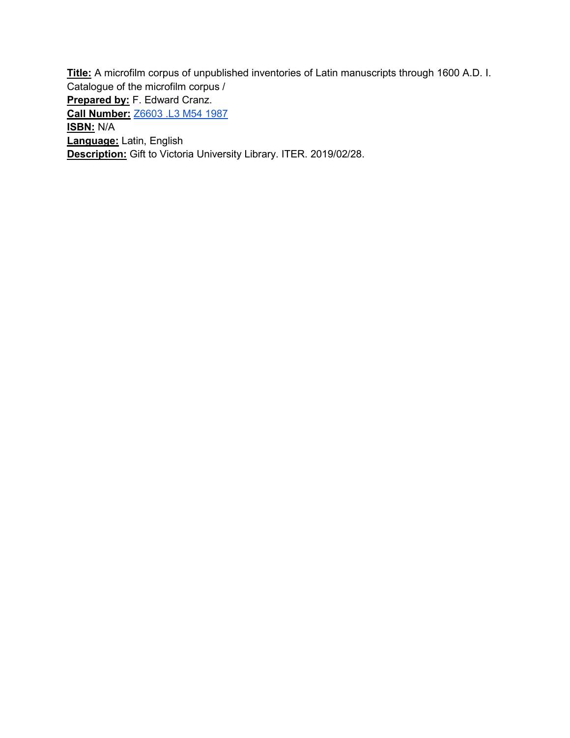**Title:** A microfilm corpus of unpublished inventories of Latin manuscripts through 1600 A.D. I. Catalogue of the microfilm corpus /
**Prepared by:** F. Edward Cranz.
**Call Number:** Z6603 .L3 M54 1987
**ISBN:** N/A
**Language:** Latin, English
**Description:** Gift to Victoria University Library. ITER. 2019/02/28.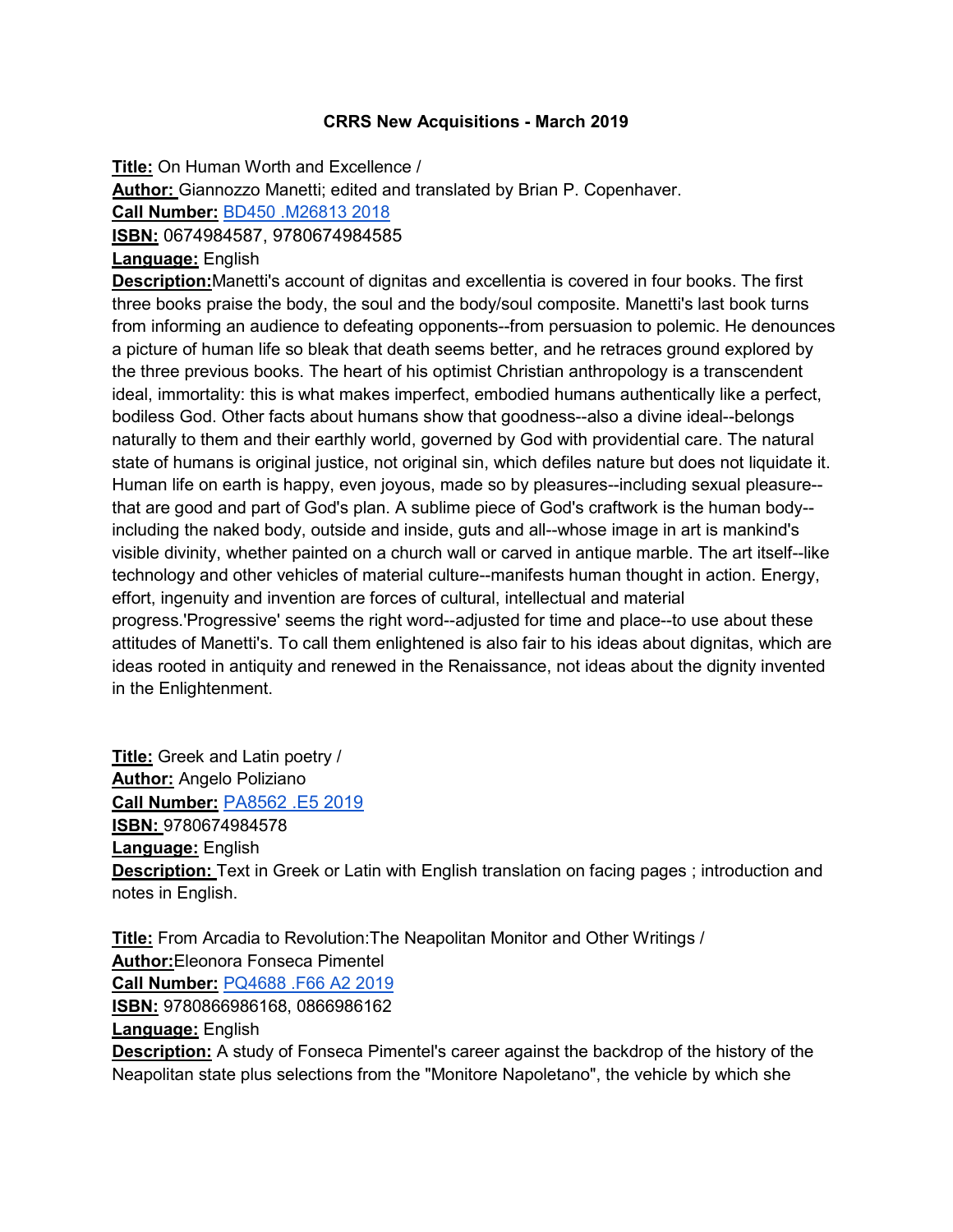**CRRS New Acquisitions - March 2019**

**Title:** On Human Worth and Excellence /
**Author:** Giannozzo Manetti; edited and translated by Brian P. Copenhaver.
**Call Number:** BD450 .M26813 2018
**ISBN:** 0674984587, 9780674984585
**Language:** English
**Description:** Manetti's account of dignitas and excellentia is covered in four books. The first three books praise the body, the soul and the body/soul composite. Manetti's last book turns from informing an audience to defeating opponents--from persuasion to polemic. He denounces a picture of human life so bleak that death seems better, and he retraces ground explored by the three previous books. The heart of his optimist Christian anthropology is a transcendent ideal, immortality: this is what makes imperfect, embodied humans authentically like a perfect, bodiless God. Other facts about humans show that goodness--also a divine ideal--belongs naturally to them and their earthly world, governed by God with providential care. The natural state of humans is original justice, not original sin, which defiles nature but does not liquidate it. Human life on earth is happy, even joyous, made so by pleasures--including sexual pleasure--that are good and part of God's plan. A sublime piece of God's craftwork is the human body--including the naked body, outside and inside, guts and all--whose image in art is mankind's visible divinity, whether painted on a church wall or carved in antique marble. The art itself--like technology and other vehicles of material culture--manifests human thought in action. Energy, effort, ingenuity and invention are forces of cultural, intellectual and material progress.'Progressive' seems the right word--adjusted for time and place--to use about these attitudes of Manetti's. To call them enlightened is also fair to his ideas about dignitas, which are ideas rooted in antiquity and renewed in the Renaissance, not ideas about the dignity invented in the Enlightenment.

**Title:** Greek and Latin poetry /
**Author:** Angelo Poliziano
**Call Number:** PA8562 .E5 2019
**ISBN:** 9780674984578
**Language:** English
**Description:** Text in Greek or Latin with English translation on facing pages ; introduction and notes in English.

**Title:** From Arcadia to Revolution:The Neapolitan Monitor and Other Writings /
**Author:** Eleonora Fonseca Pimentel
**Call Number:** PQ4688 .F66 A2 2019
**ISBN:** 9780866986168, 0866986162
**Language:** English
**Description:** A study of Fonseca Pimentel's career against the backdrop of the history of the Neapolitan state plus selections from the "Monitore Napoletano", the vehicle by which she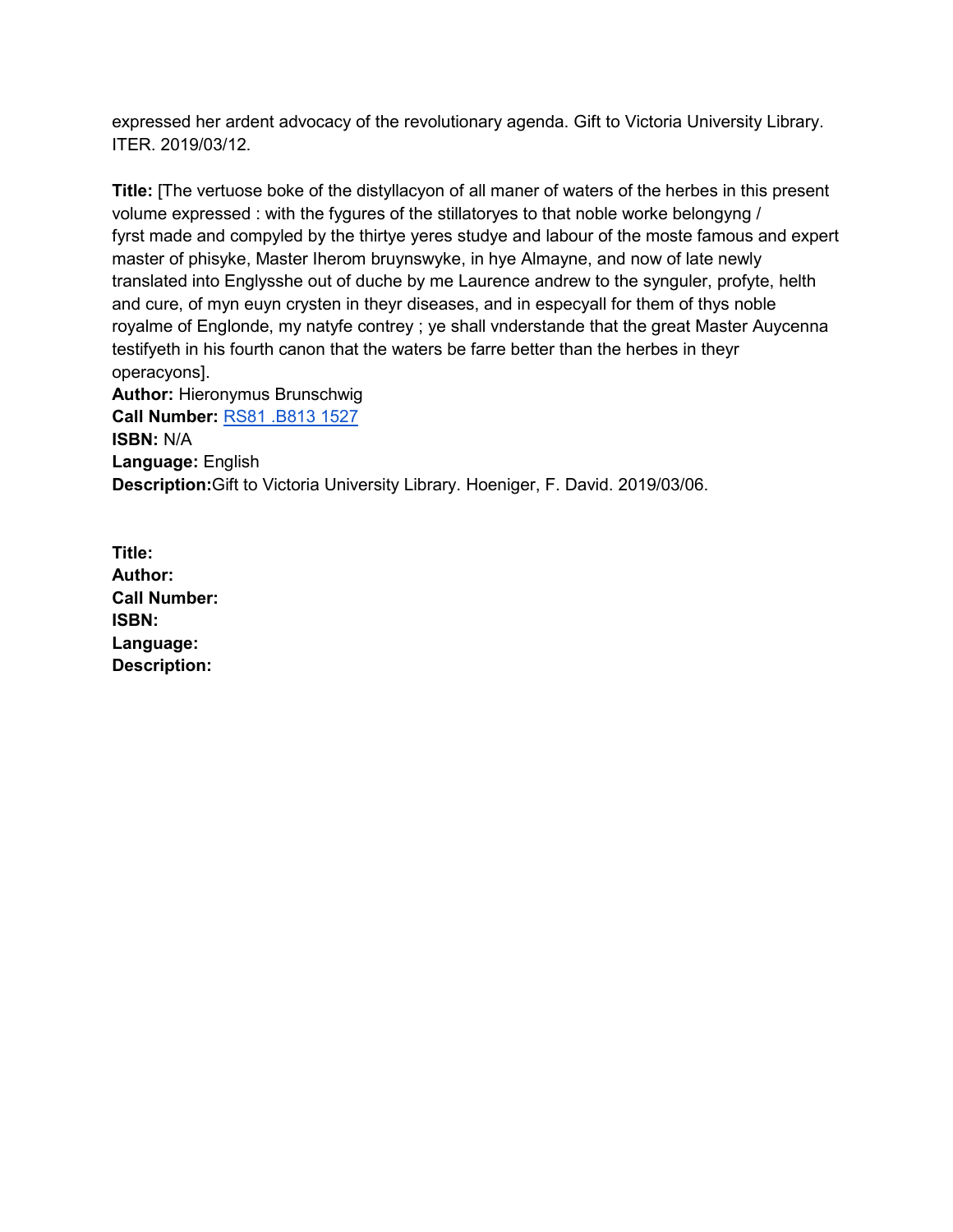expressed her ardent advocacy of the revolutionary agenda. Gift to Victoria University Library. ITER. 2019/03/12.

**Title:** [The vertuose boke of the distyllacyon of all maner of waters of the herbes in this present volume expressed : with the fygures of the stillatoryes to that noble worke belongyng / fyrst made and compyled by the thirtye yeres studye and labour of the moste famous and expert master of phisyke, Master Iherom bruynswyke, in hye Almayne, and now of late newly translated into Englysshe out of duche by me Laurence andrew to the synguler, profyte, helth and cure, of myn euyn crysten in theyr diseases, and in especyall for them of thys noble royalme of Englonde, my natyfe contrey ; ye shall vnderstande that the great Master Auycenna testifyeth in his fourth canon that the waters be farre better than the herbes in theyr operacyons].
**Author:** Hieronymus Brunschwig
**Call Number:** RS81 .B813 1527
**ISBN:** N/A
**Language:** English
**Description:** Gift to Victoria University Library. Hoeniger, F. David. 2019/03/06.

**Title:**
**Author:**
**Call Number:**
**ISBN:**
**Language:**
**Description:**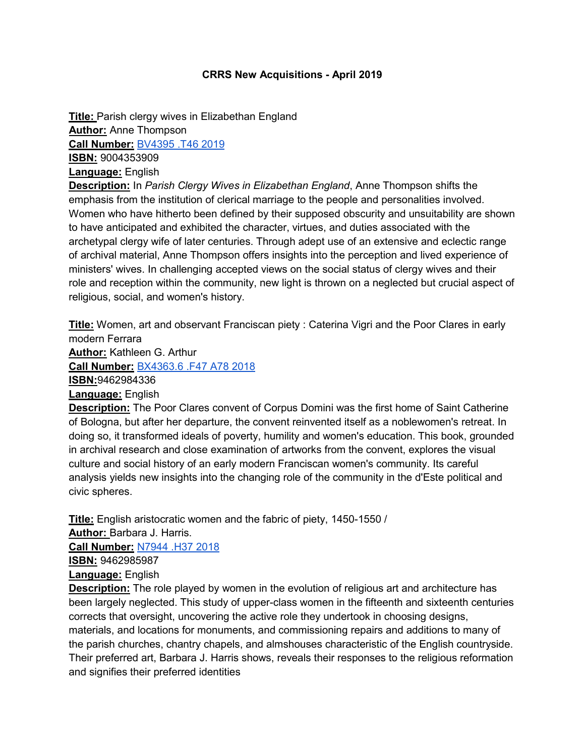**CRRS New Acquisitions - April 2019**

**Title:** Parish clergy wives in Elizabethan England
**Author:** Anne Thompson
**Call Number:** BV4395 .T46 2019
**ISBN:** 9004353909
**Language:** English
**Description:** In *Parish Clergy Wives in Elizabethan England*, Anne Thompson shifts the emphasis from the institution of clerical marriage to the people and personalities involved. Women who have hitherto been defined by their supposed obscurity and unsuitability are shown to have anticipated and exhibited the character, virtues, and duties associated with the archetypal clergy wife of later centuries. Through adept use of an extensive and eclectic range of archival material, Anne Thompson offers insights into the perception and lived experience of ministers' wives. In challenging accepted views on the social status of clergy wives and their role and reception within the community, new light is thrown on a neglected but crucial aspect of religious, social, and women's history.

**Title:** Women, art and observant Franciscan piety : Caterina Vigri and the Poor Clares in early modern Ferrara
**Author:** Kathleen G. Arthur
**Call Number:** BX4363.6 .F47 A78 2018
**ISBN:** 9462984336
**Language:** English
**Description:** The Poor Clares convent of Corpus Domini was the first home of Saint Catherine of Bologna, but after her departure, the convent reinvented itself as a noblewomen's retreat. In doing so, it transformed ideals of poverty, humility and women's education. This book, grounded in archival research and close examination of artworks from the convent, explores the visual culture and social history of an early modern Franciscan women's community. Its careful analysis yields new insights into the changing role of the community in the d'Este political and civic spheres.

**Title:** English aristocratic women and the fabric of piety, 1450-1550 /
**Author:** Barbara J. Harris.
**Call Number:** N7944 .H37 2018
**ISBN:** 9462985987
**Language:** English
**Description:** The role played by women in the evolution of religious art and architecture has been largely neglected. This study of upper-class women in the fifteenth and sixteenth centuries corrects that oversight, uncovering the active role they undertook in choosing designs, materials, and locations for monuments, and commissioning repairs and additions to many of the parish churches, chantry chapels, and almshouses characteristic of the English countryside. Their preferred art, Barbara J. Harris shows, reveals their responses to the religious reformation and signifies their preferred identities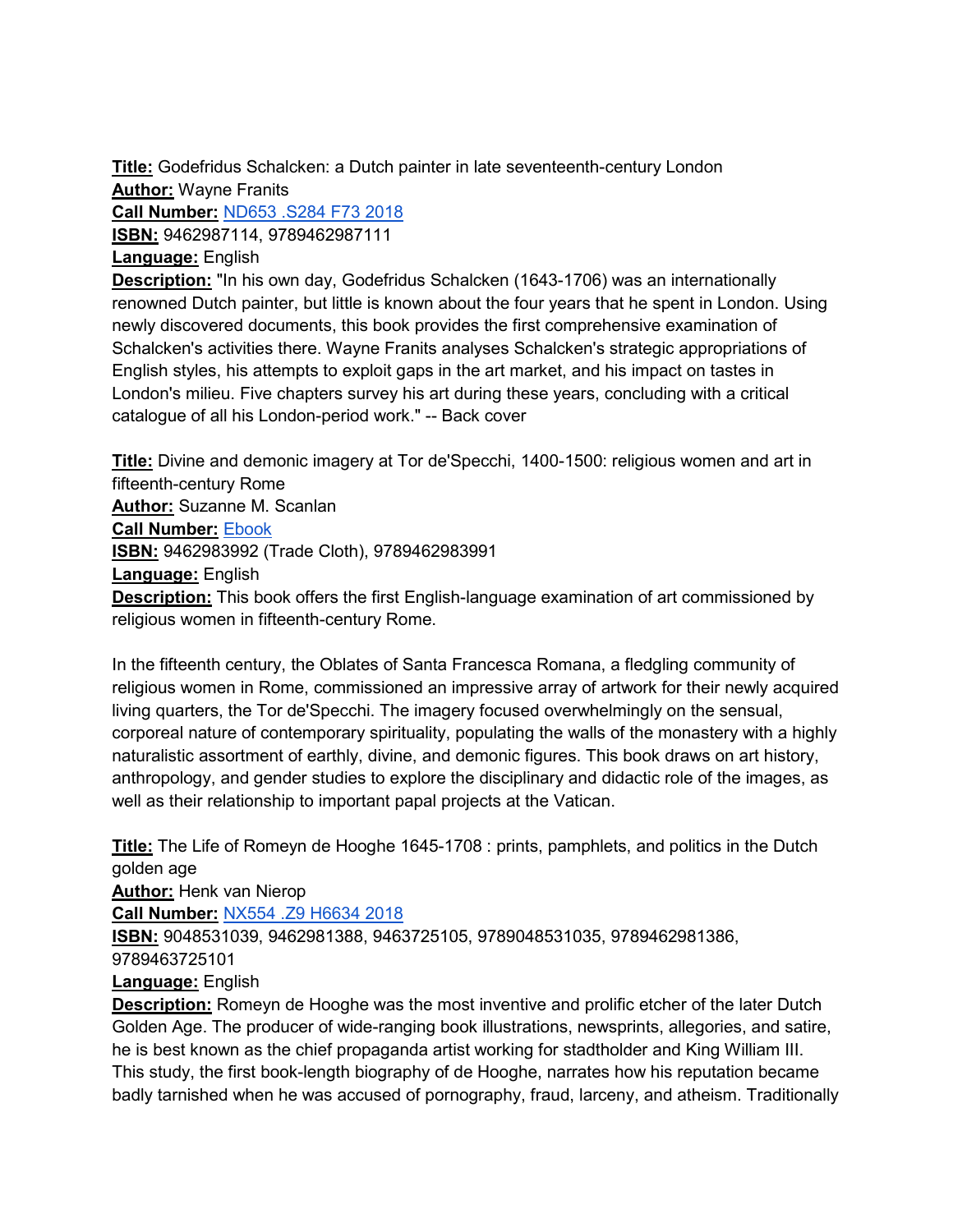**Title:** Godefridus Schalcken: a Dutch painter in late seventeenth-century London
**Author:** Wayne Franits
**Call Number:** ND653 .S284 F73 2018
**ISBN:** 9462987114, 9789462987111
**Language:** English
**Description:** "In his own day, Godefridus Schalcken (1643-1706) was an internationally renowned Dutch painter, but little is known about the four years that he spent in London. Using newly discovered documents, this book provides the first comprehensive examination of Schalcken's activities there. Wayne Franits analyses Schalcken's strategic appropriations of English styles, his attempts to exploit gaps in the art market, and his impact on tastes in London's milieu. Five chapters survey his art during these years, concluding with a critical catalogue of all his London-period work." -- Back cover

**Title:** Divine and demonic imagery at Tor de'Specchi, 1400-1500: religious women and art in fifteenth-century Rome
**Author:** Suzanne M. Scanlan
**Call Number:** Ebook
**ISBN:** 9462983992 (Trade Cloth), 9789462983991
**Language:** English
**Description:** This book offers the first English-language examination of art commissioned by religious women in fifteenth-century Rome.

In the fifteenth century, the Oblates of Santa Francesca Romana, a fledgling community of religious women in Rome, commissioned an impressive array of artwork for their newly acquired living quarters, the Tor de'Specchi. The imagery focused overwhelmingly on the sensual, corporeal nature of contemporary spirituality, populating the walls of the monastery with a highly naturalistic assortment of earthly, divine, and demonic figures. This book draws on art history, anthropology, and gender studies to explore the disciplinary and didactic role of the images, as well as their relationship to important papal projects at the Vatican.

**Title:** The Life of Romeyn de Hooghe 1645-1708 : prints, pamphlets, and politics in the Dutch golden age
**Author:** Henk van Nierop
**Call Number:** NX554 .Z9 H6634 2018
**ISBN:** 9048531039, 9462981388, 9463725105, 9789048531035, 9789462981386, 9789463725101
**Language:** English
**Description:** Romeyn de Hooghe was the most inventive and prolific etcher of the later Dutch Golden Age. The producer of wide-ranging book illustrations, newsprints, allegories, and satire, he is best known as the chief propaganda artist working for stadtholder and King William III. This study, the first book-length biography of de Hooghe, narrates how his reputation became badly tarnished when he was accused of pornography, fraud, larceny, and atheism. Traditionally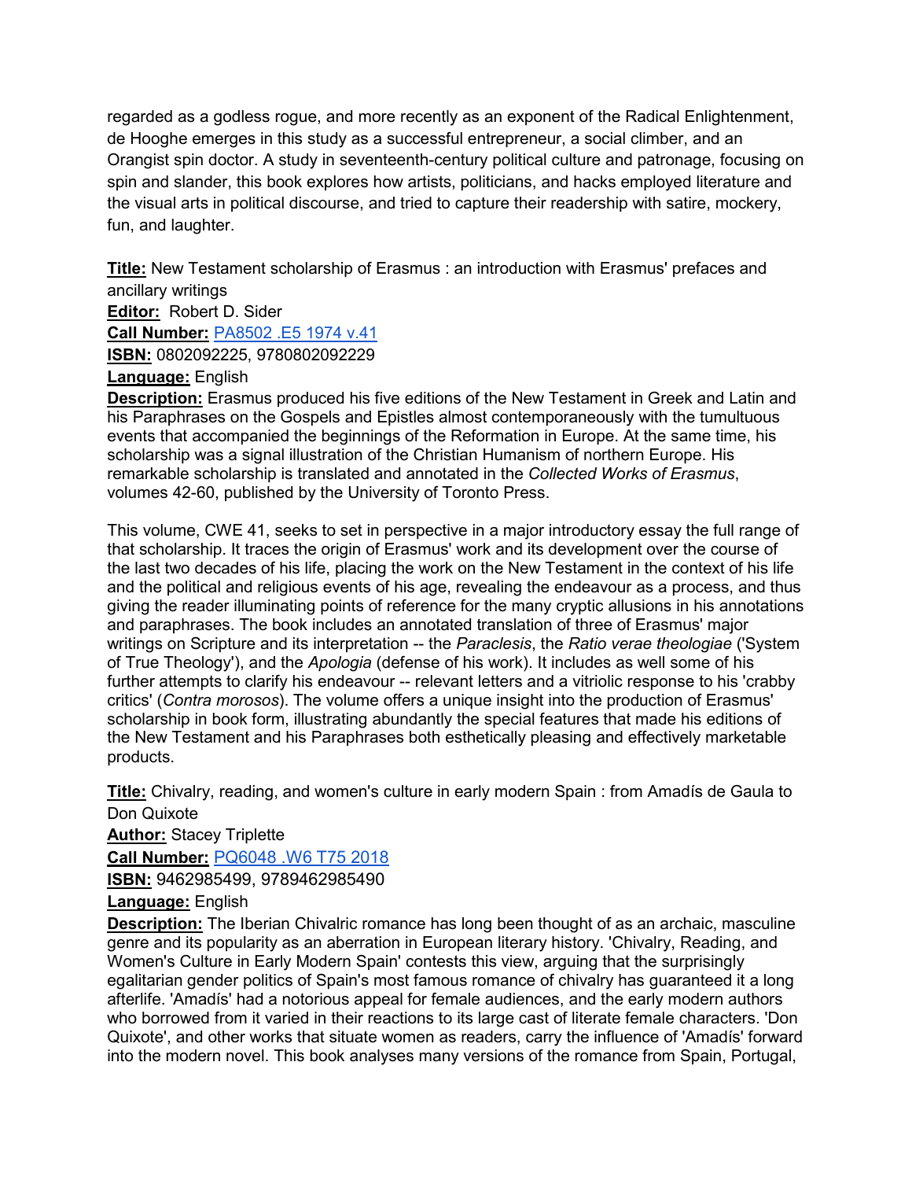regarded as a godless rogue, and more recently as an exponent of the Radical Enlightenment, de Hooghe emerges in this study as a successful entrepreneur, a social climber, and an Orangist spin doctor. A study in seventeenth-century political culture and patronage, focusing on spin and slander, this book explores how artists, politicians, and hacks employed literature and the visual arts in political discourse, and tried to capture their readership with satire, mockery, fun, and laughter.

**Title:** New Testament scholarship of Erasmus : an introduction with Erasmus' prefaces and ancillary writings
**Editor:** Robert D. Sider
**Call Number:** PA8502 .E5 1974 v.41
**ISBN:** 0802092225, 9780802092229
**Language:** English
**Description:** Erasmus produced his five editions of the New Testament in Greek and Latin and his Paraphrases on the Gospels and Epistles almost contemporaneously with the tumultuous events that accompanied the beginnings of the Reformation in Europe. At the same time, his scholarship was a signal illustration of the Christian Humanism of northern Europe. His remarkable scholarship is translated and annotated in the *Collected Works of Erasmus*, volumes 42-60, published by the University of Toronto Press.

This volume, CWE 41, seeks to set in perspective in a major introductory essay the full range of that scholarship. It traces the origin of Erasmus' work and its development over the course of the last two decades of his life, placing the work on the New Testament in the context of his life and the political and religious events of his age, revealing the endeavour as a process, and thus giving the reader illuminating points of reference for the many cryptic allusions in his annotations and paraphrases. The book includes an annotated translation of three of Erasmus' major writings on Scripture and its interpretation -- the *Paraclesis*, the *Ratio verae theologiae* ('System of True Theology'), and the *Apologia* (defense of his work). It includes as well some of his further attempts to clarify his endeavour -- relevant letters and a vitriolic response to his 'crabby critics' (*Contra morosos*). The volume offers a unique insight into the production of Erasmus' scholarship in book form, illustrating abundantly the special features that made his editions of the New Testament and his Paraphrases both esthetically pleasing and effectively marketable products.

**Title:** Chivalry, reading, and women's culture in early modern Spain : from Amadís de Gaula to Don Quixote
**Author:** Stacey Triplette
**Call Number:** PQ6048 .W6 T75 2018
**ISBN:** 9462985499, 9789462985490
**Language:** English
**Description:** The Iberian Chivalric romance has long been thought of as an archaic, masculine genre and its popularity as an aberration in European literary history. 'Chivalry, Reading, and Women's Culture in Early Modern Spain' contests this view, arguing that the surprisingly egalitarian gender politics of Spain's most famous romance of chivalry has guaranteed it a long afterlife. 'Amadís' had a notorious appeal for female audiences, and the early modern authors who borrowed from it varied in their reactions to its large cast of literate female characters. 'Don Quixote', and other works that situate women as readers, carry the influence of 'Amadís' forward into the modern novel. This book analyses many versions of the romance from Spain, Portugal,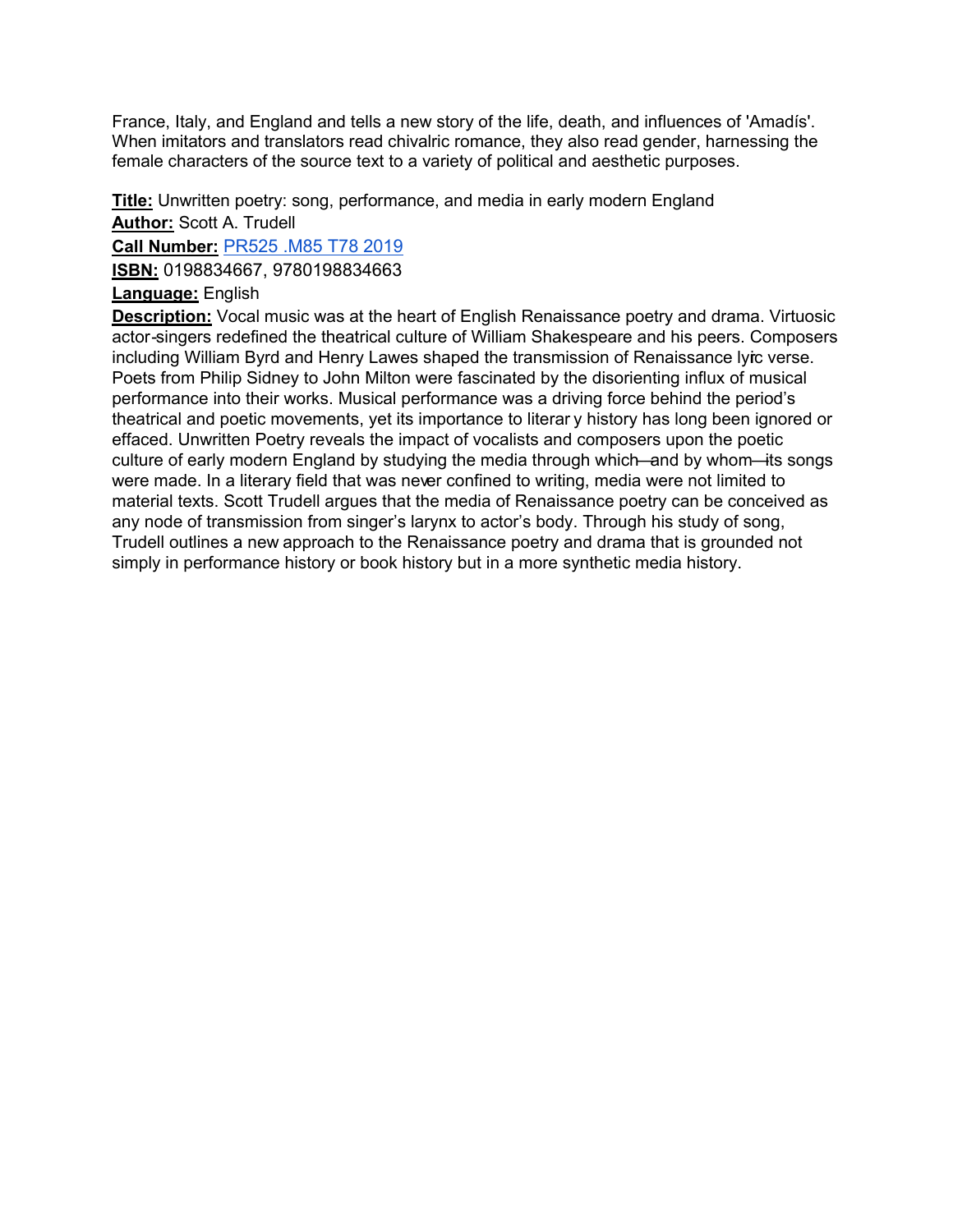France, Italy, and England and tells a new story of the life, death, and influences of 'Amadís'. When imitators and translators read chivalric romance, they also read gender, harnessing the female characters of the source text to a variety of political and aesthetic purposes.

**Title:** Unwritten poetry: song, performance, and media in early modern England
**Author:** Scott A. Trudell
**Call Number:** PR525 .M85 T78 2019
**ISBN:** 0198834667, 9780198834663
**Language:** English
**Description:** Vocal music was at the heart of English Renaissance poetry and drama. Virtuosic actor-singers redefined the theatrical culture of William Shakespeare and his peers. Composers including William Byrd and Henry Lawes shaped the transmission of Renaissance lyric verse. Poets from Philip Sidney to John Milton were fascinated by the disorienting influx of musical performance into their works. Musical performance was a driving force behind the period's theatrical and poetic movements, yet its importance to literary history has long been ignored or effaced. Unwritten Poetry reveals the impact of vocalists and composers upon the poetic culture of early modern England by studying the media through which—and by whom—its songs were made. In a literary field that was never confined to writing, media were not limited to material texts. Scott Trudell argues that the media of Renaissance poetry can be conceived as any node of transmission from singer's larynx to actor's body. Through his study of song, Trudell outlines a new approach to the Renaissance poetry and drama that is grounded not simply in performance history or book history but in a more synthetic media history.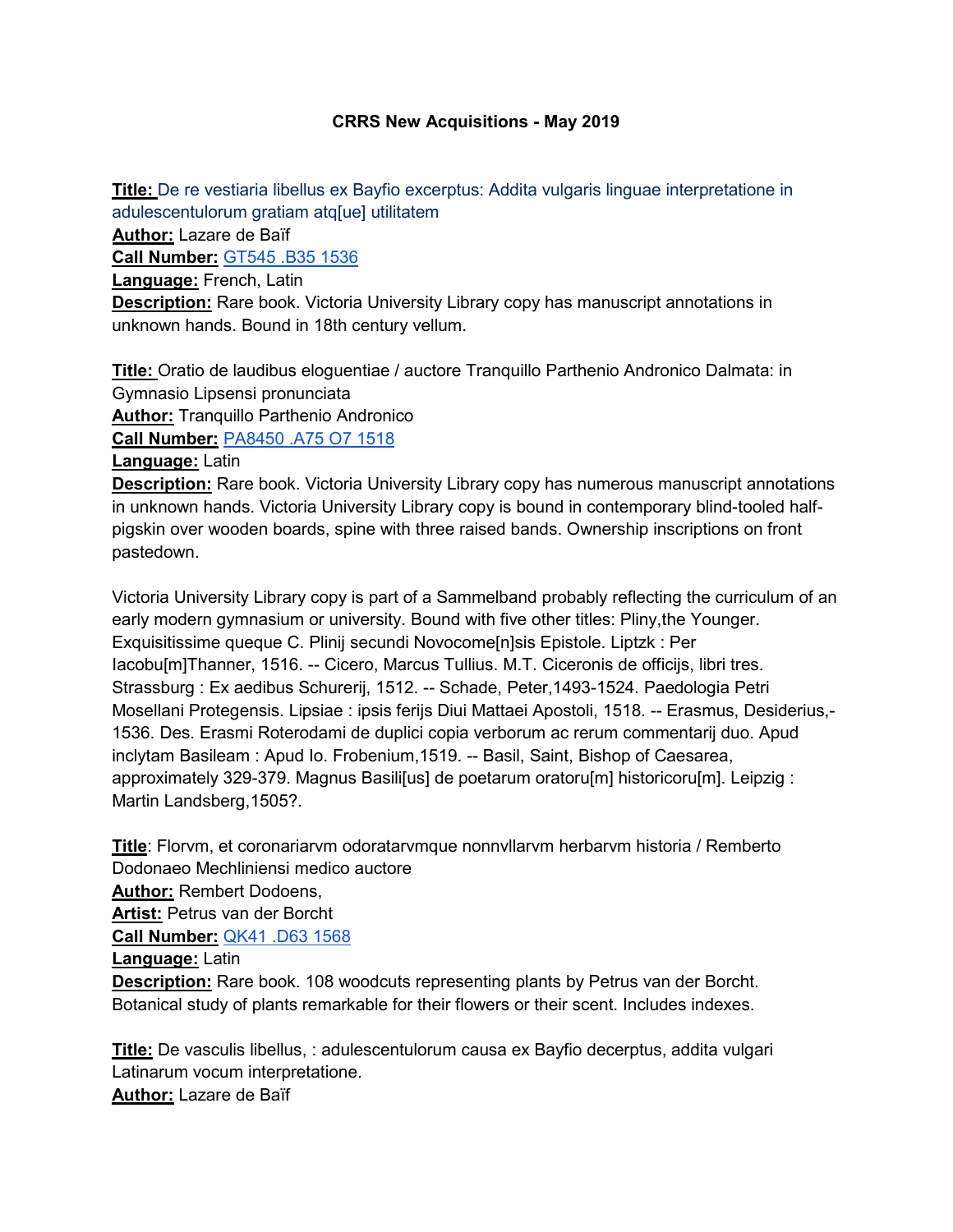**CRRS New Acquisitions - May 2019**

**Title:** De re vestiaria libellus ex Bayfio excerptus: Addita vulgaris linguae interpretatione in adulescentulorum gratiam atq[ue] utilitatem
**Author:** Lazare de Baïf
**Call Number:** GT545 .B35 1536
**Language:** French, Latin
**Description:** Rare book. Victoria University Library copy has manuscript annotations in unknown hands. Bound in 18th century vellum.

**Title:** Oratio de laudibus eloguentiae / auctore Tranquillo Parthenio Andronico Dalmata: in Gymnasio Lipsensi pronunciata
**Author:** Tranquillo Parthenio Andronico
**Call Number:** PA8450 .A75 O7 1518
**Language:** Latin
**Description:** Rare book. Victoria University Library copy has numerous manuscript annotations in unknown hands. Victoria University Library copy is bound in contemporary blind-tooled half-pigskin over wooden boards, spine with three raised bands. Ownership inscriptions on front pastedown.

Victoria University Library copy is part of a Sammelband probably reflecting the curriculum of an early modern gymnasium or university. Bound with five other titles: Pliny,the Younger. Exquisitissime queque C. Plinij secundi Novocome[n]sis Epistole. Liptzk : Per Iacobu[m]Thanner, 1516. -- Cicero, Marcus Tullius. M.T. Ciceronis de officijs, libri tres. Strassburg : Ex aedibus Schurerij, 1512. -- Schade, Peter,1493-1524. Paedologia Petri Mosellani Protegensis. Lipsiae : ipsis ferijs Diui Mattaei Apostoli, 1518. -- Erasmus, Desiderius,-1536. Des. Erasmi Roterodami de duplici copia verborum ac rerum commentarij duo. Apud inclytam Basileam : Apud Io. Frobenium,1519. -- Basil, Saint, Bishop of Caesarea, approximately 329-379. Magnus Basili[us] de poetarum oratoru[m] historicoru[m]. Leipzig : Martin Landsberg,1505?.

**Title**: Florvm, et coronariarvm odoratarvmque nonnvllarvm herbarvm historia / Remberto Dodonaeo Mechliniensi medico auctore
**Author:** Rembert Dodoens,
**Artist:** Petrus van der Borcht
**Call Number:** QK41 .D63 1568
**Language:** Latin
**Description:** Rare book. 108 woodcuts representing plants by Petrus van der Borcht. Botanical study of plants remarkable for their flowers or their scent. Includes indexes.

**Title:** De vasculis libellus, : adulescentulorum causa ex Bayfio decerptus, addita vulgari Latinarum vocum interpretatione.
**Author:** Lazare de Baïf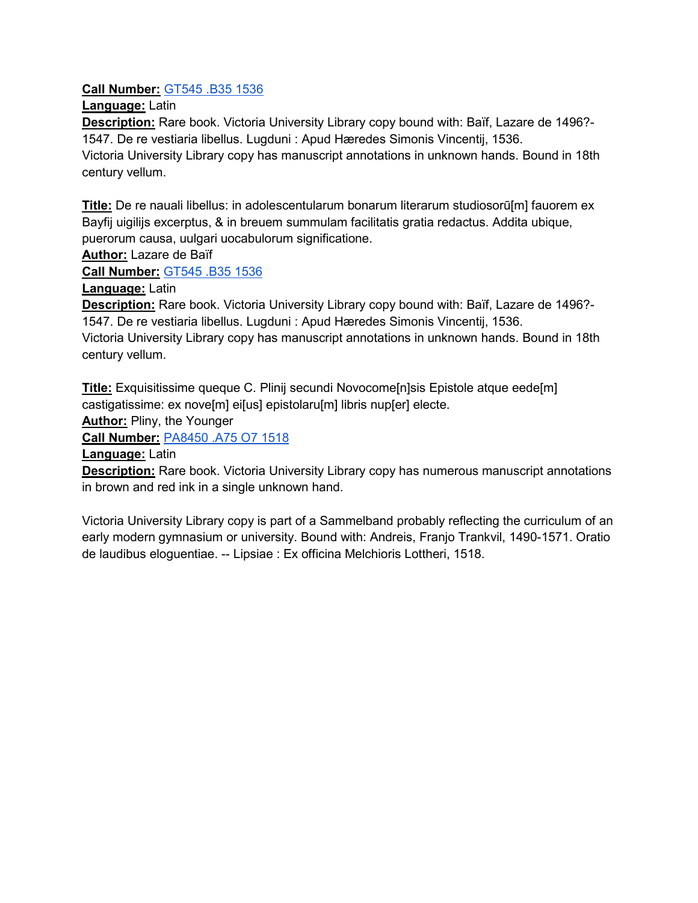**Call Number:** GT545 .B35 1536
**Language:** Latin
**Description:** Rare book. Victoria University Library copy bound with: Baïf, Lazare de 1496?-1547. De re vestiaria libellus. Lugduni : Apud Hæredes Simonis Vincentij, 1536.
Victoria University Library copy has manuscript annotations in unknown hands. Bound in 18th century vellum.

**Title:** De re nauali libellus: in adolescentularum bonarum literarum studiosorū[m] fauorem ex Bayfij uigilijs excerptus, & in breuem summulam facilitatis gratia redactus. Addita ubique, puerorum causa, uulgari uocabulorum significatione.
**Author:** Lazare de Baïf
**Call Number:** GT545 .B35 1536
**Language:** Latin
**Description:** Rare book. Victoria University Library copy bound with: Baïf, Lazare de 1496?-1547. De re vestiaria libellus. Lugduni : Apud Hæredes Simonis Vincentij, 1536.
Victoria University Library copy has manuscript annotations in unknown hands. Bound in 18th century vellum.

**Title:** Exquisitissime queque C. Plinij secundi Novocome[n]sis Epistole atque eede[m] castigatissime: ex nove[m] ei[us] epistolaru[m] libris nup[er] electe.
**Author:** Pliny, the Younger
**Call Number:** PA8450 .A75 O7 1518
**Language:** Latin
**Description:** Rare book. Victoria University Library copy has numerous manuscript annotations in brown and red ink in a single unknown hand.

Victoria University Library copy is part of a Sammelband probably reflecting the curriculum of an early modern gymnasium or university. Bound with: Andreis, Franjo Trankvil, 1490-1571. Oratio de laudibus eloguentiae. -- Lipsiae : Ex officina Melchioris Lottheri, 1518.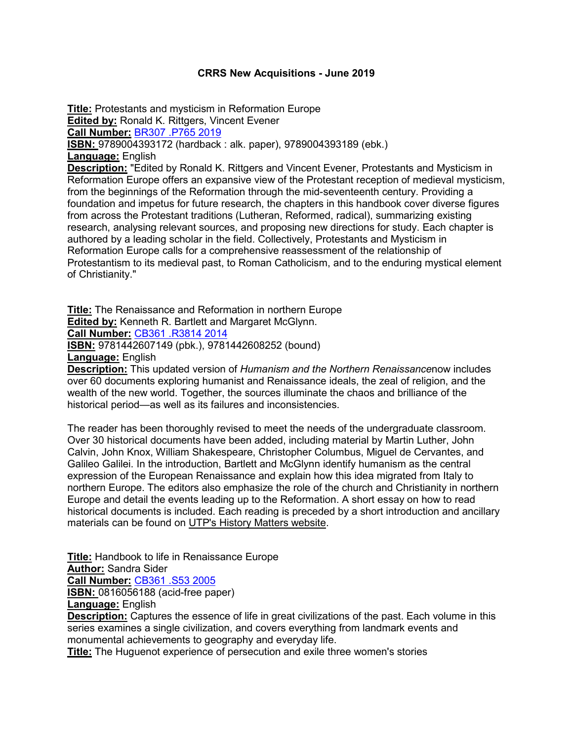**CRRS New Acquisitions - June 2019**

**Title:** Protestants and mysticism in Reformation Europe
**Edited by:** Ronald K. Rittgers, Vincent Evener
**Call Number:** BR307 .P765 2019
**ISBN:** 9789004393172 (hardback : alk. paper), 9789004393189 (ebk.)
**Language:** English
**Description:** "Edited by Ronald K. Rittgers and Vincent Evener, Protestants and Mysticism in Reformation Europe offers an expansive view of the Protestant reception of medieval mysticism, from the beginnings of the Reformation through the mid-seventeenth century. Providing a foundation and impetus for future research, the chapters in this handbook cover diverse figures from across the Protestant traditions (Lutheran, Reformed, radical), summarizing existing research, analysing relevant sources, and proposing new directions for study. Each chapter is authored by a leading scholar in the field. Collectively, Protestants and Mysticism in Reformation Europe calls for a comprehensive reassessment of the relationship of Protestantism to its medieval past, to Roman Catholicism, and to the enduring mystical element of Christianity."

**Title:** The Renaissance and Reformation in northern Europe
**Edited by:** Kenneth R. Bartlett and Margaret McGlynn.
**Call Number:** CB361 .R3814 2014
**ISBN:** 9781442607149 (pbk.), 9781442608252 (bound)
**Language:** English
**Description:** This updated version of *Humanism and the Northern Renaissance*now includes over 60 documents exploring humanist and Renaissance ideals, the zeal of religion, and the wealth of the new world. Together, the sources illuminate the chaos and brilliance of the historical period—as well as its failures and inconsistencies.

The reader has been thoroughly revised to meet the needs of the undergraduate classroom. Over 30 historical documents have been added, including material by Martin Luther, John Calvin, John Knox, William Shakespeare, Christopher Columbus, Miguel de Cervantes, and Galileo Galilei. In the introduction, Bartlett and McGlynn identify humanism as the central expression of the European Renaissance and explain how this idea migrated from Italy to northern Europe. The editors also emphasize the role of the church and Christianity in northern Europe and detail the events leading up to the Reformation. A short essay on how to read historical documents is included. Each reading is preceded by a short introduction and ancillary materials can be found on UTP's History Matters website.

**Title:** Handbook to life in Renaissance Europe
**Author:** Sandra Sider
**Call Number:** CB361 .S53 2005
**ISBN:** 0816056188 (acid-free paper)
**Language:** English
**Description:** Captures the essence of life in great civilizations of the past. Each volume in this series examines a single civilization, and covers everything from landmark events and monumental achievements to geography and everyday life.
**Title:** The Huguenot experience of persecution and exile three women's stories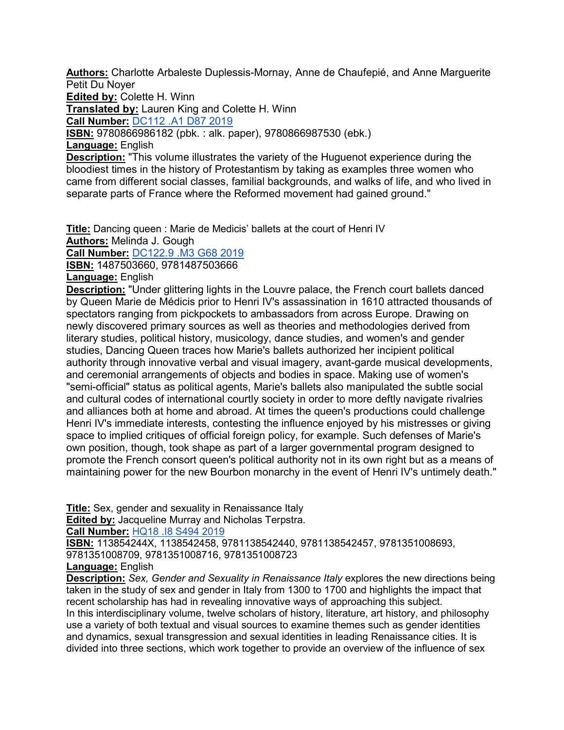**Authors:** Charlotte Arbaleste Duplessis-Mornay, Anne de Chaufepié, and Anne Marguerite Petit Du Noyer
**Edited by:** Colette H. Winn
**Translated by:** Lauren King and Colette H. Winn
**Call Number:** DC112 .A1 D87 2019
**ISBN:** 9780866986182 (pbk. : alk. paper), 9780866987530 (ebk.)
**Language:** English
**Description:** "This volume illustrates the variety of the Huguenot experience during the bloodiest times in the history of Protestantism by taking as examples three women who came from different social classes, familial backgrounds, and walks of life, and who lived in separate parts of France where the Reformed movement had gained ground."

**Title:** Dancing queen : Marie de Medicis' ballets at the court of Henri IV
**Authors:** Melinda J. Gough
**Call Number:** DC122.9 .M3 G68 2019
**ISBN:** 1487503660, 9781487503666
**Language:** English
**Description:** "Under glittering lights in the Louvre palace, the French court ballets danced by Queen Marie de Médicis prior to Henri IV's assassination in 1610 attracted thousands of spectators ranging from pickpockets to ambassadors from across Europe. Drawing on newly discovered primary sources as well as theories and methodologies derived from literary studies, political history, musicology, dance studies, and women's and gender studies, Dancing Queen traces how Marie's ballets authorized her incipient political authority through innovative verbal and visual imagery, avant-garde musical developments, and ceremonial arrangements of objects and bodies in space. Making use of women's "semi-official" status as political agents, Marie's ballets also manipulated the subtle social and cultural codes of international courtly society in order to more deftly navigate rivalries and alliances both at home and abroad. At times the queen's productions could challenge Henri IV's immediate interests, contesting the influence enjoyed by his mistresses or giving space to implied critiques of official foreign policy, for example. Such defenses of Marie's own position, though, took shape as part of a larger governmental program designed to promote the French consort queen's political authority not in its own right but as a means of maintaining power for the new Bourbon monarchy in the event of Henri IV's untimely death."

**Title:** Sex, gender and sexuality in Renaissance Italy
**Edited by:** Jacqueline Murray and Nicholas Terpstra.
**Call Number:** HQ18 .I8 S494 2019
**ISBN:** 113854244X, 1138542458, 9781138542440, 9781138542457, 9781351008693, 9781351008709, 9781351008716, 9781351008723
**Language:** English
**Description:** *Sex, Gender and Sexuality in Renaissance Italy* explores the new directions being taken in the study of sex and gender in Italy from 1300 to 1700 and highlights the impact that recent scholarship has had in revealing innovative ways of approaching this subject.
In this interdisciplinary volume, twelve scholars of history, literature, art history, and philosophy use a variety of both textual and visual sources to examine themes such as gender identities and dynamics, sexual transgression and sexual identities in leading Renaissance cities. It is divided into three sections, which work together to provide an overview of the influence of sex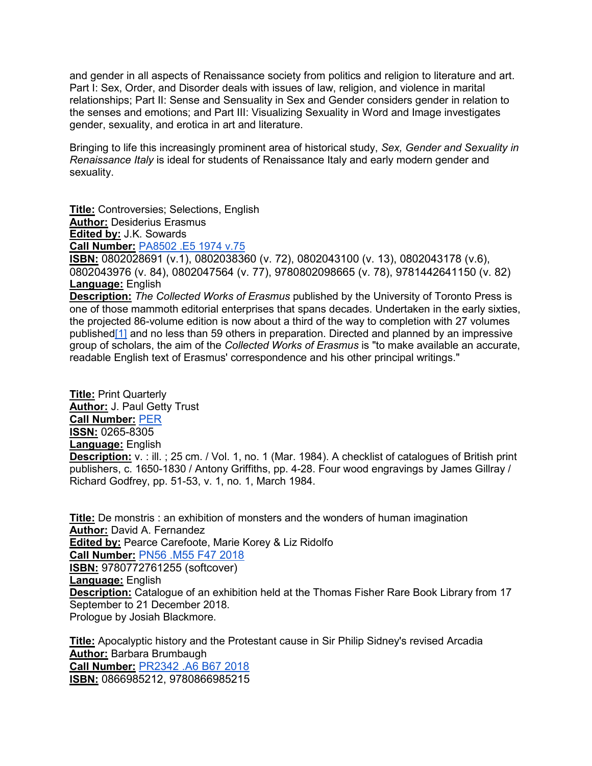and gender in all aspects of Renaissance society from politics and religion to literature and art. Part I: Sex, Order, and Disorder deals with issues of law, religion, and violence in marital relationships; Part II: Sense and Sensuality in Sex and Gender considers gender in relation to the senses and emotions; and Part III: Visualizing Sexuality in Word and Image investigates gender, sexuality, and erotica in art and literature.

Bringing to life this increasingly prominent area of historical study, *Sex, Gender and Sexuality in Renaissance Italy* is ideal for students of Renaissance Italy and early modern gender and sexuality.

**Title:** Controversies; Selections, English
**Author:** Desiderius Erasmus
**Edited by:** J.K. Sowards
**Call Number:** PA8502 .E5 1974 v.75
**ISBN:** 0802028691 (v.1), 0802038360 (v. 72), 0802043100 (v. 13), 0802043178 (v.6), 0802043976 (v. 84), 0802047564 (v. 77), 9780802098665 (v. 78), 9781442641150 (v. 82)
**Language:** English
**Description:** *The Collected Works of Erasmus* published by the University of Toronto Press is one of those mammoth editorial enterprises that spans decades. Undertaken in the early sixties, the projected 86-volume edition is now about a third of the way to completion with 27 volumes published[1] and no less than 59 others in preparation. Directed and planned by an impressive group of scholars, the aim of the *Collected Works of Erasmus* is "to make available an accurate, readable English text of Erasmus' correspondence and his other principal writings."

**Title:** Print Quarterly
**Author:** J. Paul Getty Trust
**Call Number:** PER
**ISSN:** 0265-8305
**Language:** English
**Description:** v. : ill. ; 25 cm. / Vol. 1, no. 1 (Mar. 1984). A checklist of catalogues of British print publishers, c. 1650-1830 / Antony Griffiths, pp. 4-28. Four wood engravings by James Gillray / Richard Godfrey, pp. 51-53, v. 1, no. 1, March 1984.

**Title:** De monstris : an exhibition of monsters and the wonders of human imagination
**Author:** David A. Fernandez
**Edited by:** Pearce Carefoote, Marie Korey & Liz Ridolfo
**Call Number:** PN56 .M55 F47 2018
**ISBN:** 9780772761255 (softcover)
**Language:** English
**Description:** Catalogue of an exhibition held at the Thomas Fisher Rare Book Library from 17 September to 21 December 2018.
Prologue by Josiah Blackmore.

**Title:** Apocalyptic history and the Protestant cause in Sir Philip Sidney's revised Arcadia
**Author:** Barbara Brumbaugh
**Call Number:** PR2342 .A6 B67 2018
**ISBN:** 0866985212, 9780866985215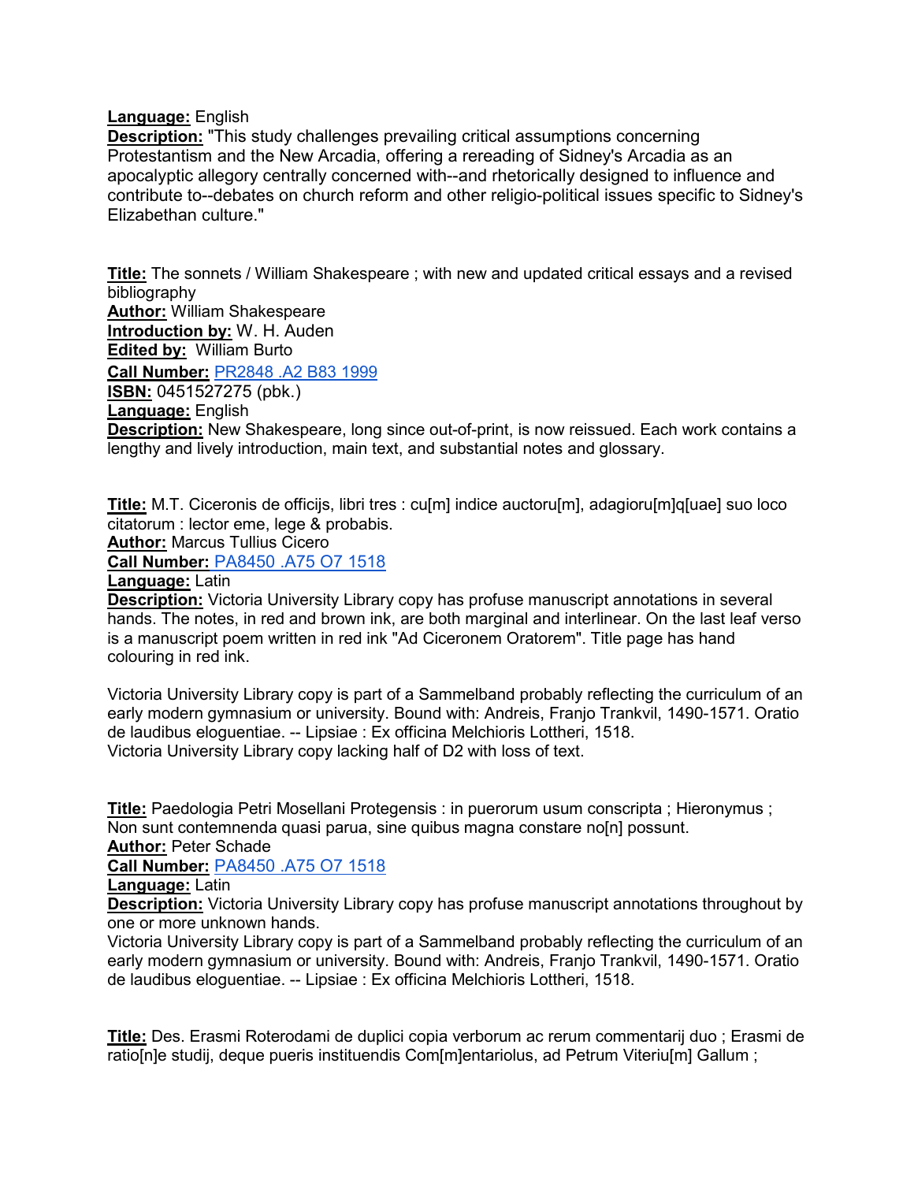**Language:** English
**Description:** "This study challenges prevailing critical assumptions concerning Protestantism and the New Arcadia, offering a rereading of Sidney's Arcadia as an apocalyptic allegory centrally concerned with--and rhetorically designed to influence and contribute to--debates on church reform and other religio-political issues specific to Sidney's Elizabethan culture."

**Title:** The sonnets / William Shakespeare ; with new and updated critical essays and a revised bibliography
**Author:** William Shakespeare
**Introduction by:** W. H. Auden
**Edited by:** William Burto
**Call Number:** PR2848 .A2 B83 1999
**ISBN:** 0451527275 (pbk.)
**Language:** English
**Description:** New Shakespeare, long since out-of-print, is now reissued. Each work contains a lengthy and lively introduction, main text, and substantial notes and glossary.

**Title:** M.T. Ciceronis de officijs, libri tres : cu[m] indice auctoru[m], adagioru[m]q[uae] suo loco citatorum : lector eme, lege & probabis.
**Author:** Marcus Tullius Cicero
**Call Number:** PA8450 .A75 O7 1518
**Language:** Latin
**Description:** Victoria University Library copy has profuse manuscript annotations in several hands. The notes, in red and brown ink, are both marginal and interlinear. On the last leaf verso is a manuscript poem written in red ink "Ad Ciceronem Oratorem". Title page has hand colouring in red ink.

Victoria University Library copy is part of a Sammelband probably reflecting the curriculum of an early modern gymnasium or university. Bound with: Andreis, Franjo Trankvil, 1490-1571. Oratio de laudibus eloguentiae. -- Lipsiae : Ex officina Melchioris Lottheri, 1518.
Victoria University Library copy lacking half of D2 with loss of text.

**Title:** Paedologia Petri Mosellani Protegensis : in puerorum usum conscripta ; Hieronymus ; Non sunt contemnenda quasi parua, sine quibus magna constare no[n] possunt.
**Author:** Peter Schade
**Call Number:** PA8450 .A75 O7 1518
**Language:** Latin
**Description:** Victoria University Library copy has profuse manuscript annotations throughout by one or more unknown hands.
Victoria University Library copy is part of a Sammelband probably reflecting the curriculum of an early modern gymnasium or university. Bound with: Andreis, Franjo Trankvil, 1490-1571. Oratio de laudibus eloguentiae. -- Lipsiae : Ex officina Melchioris Lottheri, 1518.

**Title:** Des. Erasmi Roterodami de duplici copia verborum ac rerum commentarij duo ; Erasmi de ratio[n]e studij, deque pueris instituendis Com[m]entariolus, ad Petrum Viteriu[m] Gallum ;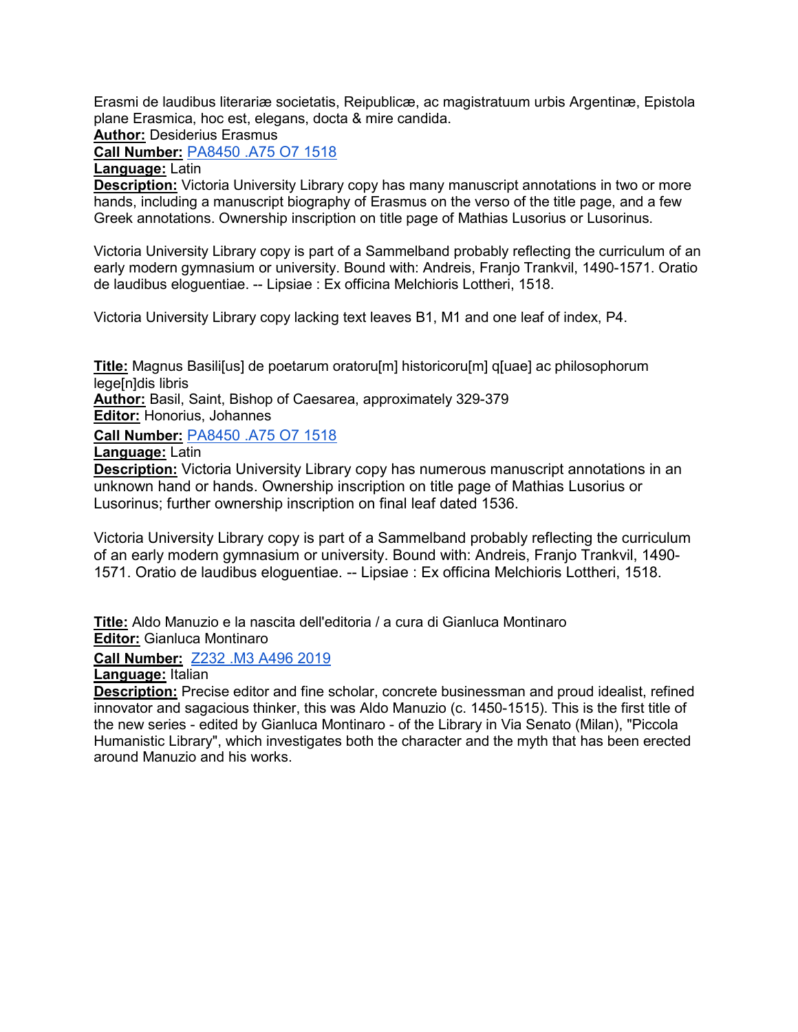Erasmi de laudibus literariæ societatis, Reipublicæ, ac magistratuum urbis Argentinæ, Epistola plane Erasmica, hoc est, elegans, docta & mire candida.

**Author:** Desiderius Erasmus

**Call Number:** PA8450 .A75 O7 1518

**Language:** Latin

**Description:** Victoria University Library copy has many manuscript annotations in two or more hands, including a manuscript biography of Erasmus on the verso of the title page, and a few Greek annotations. Ownership inscription on title page of Mathias Lusorius or Lusorinus.

Victoria University Library copy is part of a Sammelband probably reflecting the curriculum of an early modern gymnasium or university. Bound with: Andreis, Franjo Trankvil, 1490-1571. Oratio de laudibus eloguentiae. -- Lipsiae : Ex officina Melchioris Lottheri, 1518.

Victoria University Library copy lacking text leaves B1, M1 and one leaf of index, P4.

**Title:** Magnus Basili[us] de poetarum oratoru[m] historicoru[m] q[uae] ac philosophorum lege[n]dis libris

**Author:** Basil, Saint, Bishop of Caesarea, approximately 329-379

**Editor:** Honorius, Johannes

**Call Number:** PA8450 .A75 O7 1518

**Language:** Latin

**Description:** Victoria University Library copy has numerous manuscript annotations in an unknown hand or hands. Ownership inscription on title page of Mathias Lusorius or Lusorinus; further ownership inscription on final leaf dated 1536.

Victoria University Library copy is part of a Sammelband probably reflecting the curriculum of an early modern gymnasium or university. Bound with: Andreis, Franjo Trankvil, 1490-1571. Oratio de laudibus eloguentiae. -- Lipsiae : Ex officina Melchioris Lottheri, 1518.

**Title:** Aldo Manuzio e la nascita dell'editoria / a cura di Gianluca Montinaro

**Editor:** Gianluca Montinaro

**Call Number:** Z232 .M3 A496 2019

**Language:** Italian

**Description:** Precise editor and fine scholar, concrete businessman and proud idealist, refined innovator and sagacious thinker, this was Aldo Manuzio (c. 1450-1515). This is the first title of the new series - edited by Gianluca Montinaro - of the Library in Via Senato (Milan), "Piccola Humanistic Library", which investigates both the character and the myth that has been erected around Manuzio and his works.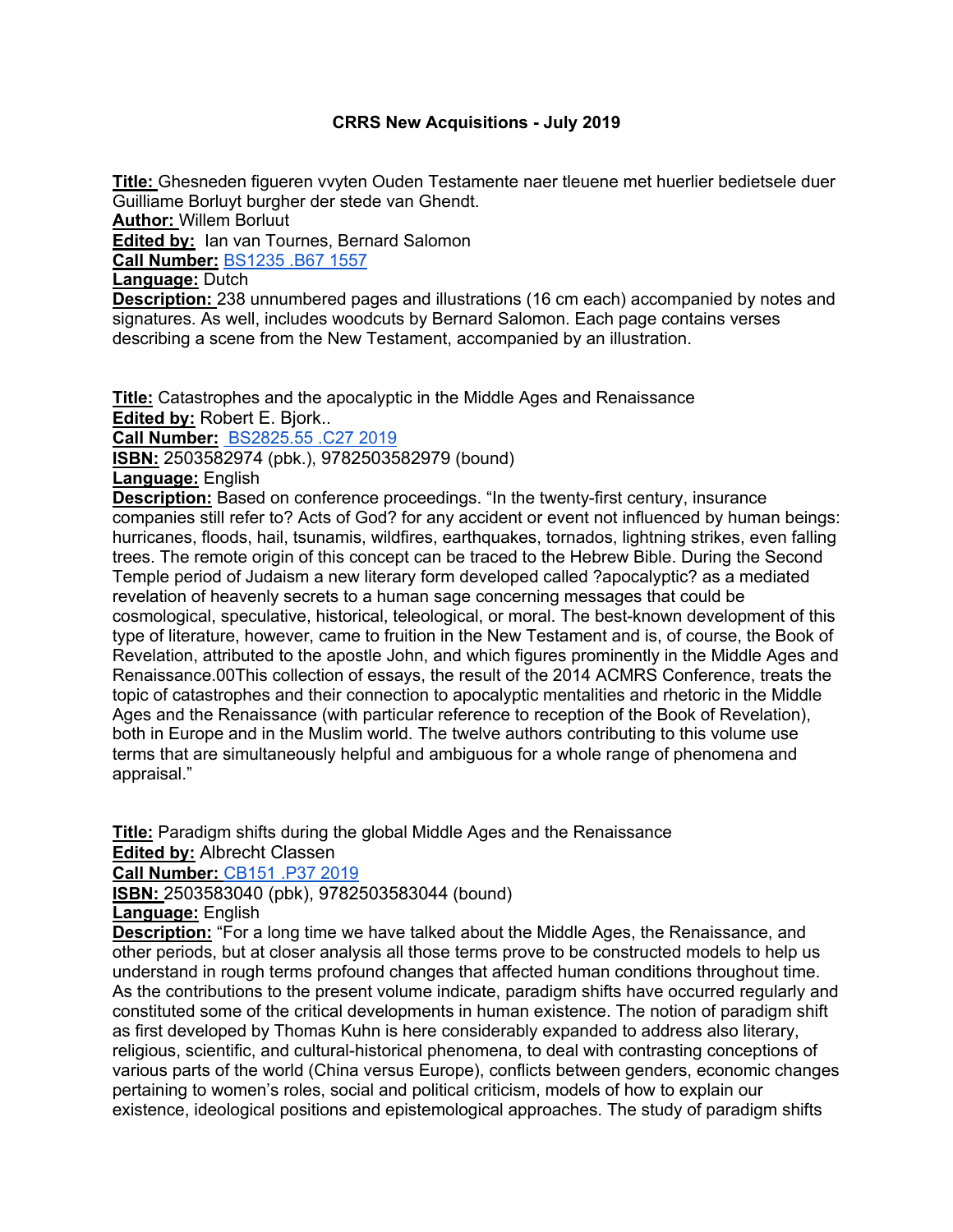# CRRS New Acquisitions - July 2019

**Title:** Ghesneden figueren vvyten Ouden Testamente naer tleuene met huerlier bedietsele duer Guilliame Borluyt burgher der stede van Ghendt.
**Author:** Willem Borluut
**Edited by:** Ian van Tournes, Bernard Salomon
**Call Number:** [BS1235 .B67 1557]
**Language:** Dutch
**Description:** 238 unnumbered pages and illustrations (16 cm each) accompanied by notes and signatures. As well, includes woodcuts by Bernard Salomon. Each page contains verses describing a scene from the New Testament, accompanied by an illustration.

**Title:** Catastrophes and the apocalyptic in the Middle Ages and Renaissance
**Edited by:** Robert E. Bjork..
**Call Number:** [BS2825.55 .C27 2019]
**ISBN:** 2503582974 (pbk.), 9782503582979 (bound)
**Language:** English
**Description:** Based on conference proceedings. "In the twenty-first century, insurance companies still refer to? Acts of God? for any accident or event not influenced by human beings: hurricanes, floods, hail, tsunamis, wildfires, earthquakes, tornados, lightning strikes, even falling trees. The remote origin of this concept can be traced to the Hebrew Bible. During the Second Temple period of Judaism a new literary form developed called ?apocalyptic? as a mediated revelation of heavenly secrets to a human sage concerning messages that could be cosmological, speculative, historical, teleological, or moral. The best-known development of this type of literature, however, came to fruition in the New Testament and is, of course, the Book of Revelation, attributed to the apostle John, and which figures prominently in the Middle Ages and Renaissance.00This collection of essays, the result of the 2014 ACMRS Conference, treats the topic of catastrophes and their connection to apocalyptic mentalities and rhetoric in the Middle Ages and the Renaissance (with particular reference to reception of the Book of Revelation), both in Europe and in the Muslim world. The twelve authors contributing to this volume use terms that are simultaneously helpful and ambiguous for a whole range of phenomena and appraisal."

**Title:** Paradigm shifts during the global Middle Ages and the Renaissance
**Edited by:** Albrecht Classen
**Call Number:** [CB151 .P37 2019]
**ISBN:** 2503583040 (pbk), 9782503583044 (bound)
**Language:** English
**Description:** "For a long time we have talked about the Middle Ages, the Renaissance, and other periods, but at closer analysis all those terms prove to be constructed models to help us understand in rough terms profound changes that affected human conditions throughout time. As the contributions to the present volume indicate, paradigm shifts have occurred regularly and constituted some of the critical developments in human existence. The notion of paradigm shift as first developed by Thomas Kuhn is here considerably expanded to address also literary, religious, scientific, and cultural-historical phenomena, to deal with contrasting conceptions of various parts of the world (China versus Europe), conflicts between genders, economic changes pertaining to women's roles, social and political criticism, models of how to explain our existence, ideological positions and epistemological approaches. The study of paradigm shifts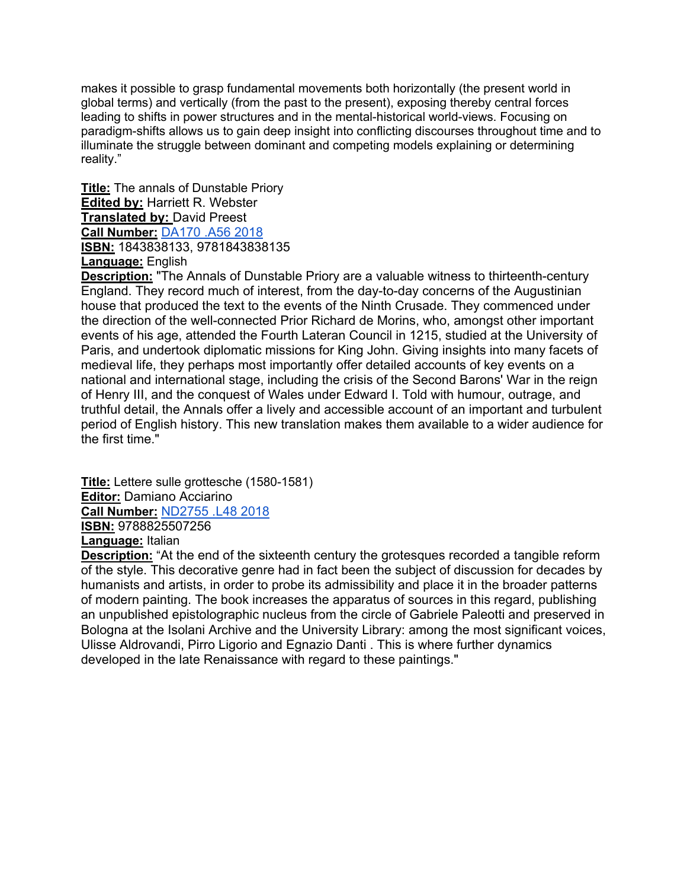makes it possible to grasp fundamental movements both horizontally (the present world in global terms) and vertically (from the past to the present), exposing thereby central forces leading to shifts in power structures and in the mental-historical world-views. Focusing on paradigm-shifts allows us to gain deep insight into conflicting discourses throughout time and to illuminate the struggle between dominant and competing models explaining or determining reality."

**Title:** The annals of Dunstable Priory
**Edited by:** Harriett R. Webster
**Translated by:** David Preest
**Call Number:** DA170 .A56 2018
**ISBN:** 1843838133, 9781843838135
**Language:** English
**Description:** "The Annals of Dunstable Priory are a valuable witness to thirteenth-century England. They record much of interest, from the day-to-day concerns of the Augustinian house that produced the text to the events of the Ninth Crusade. They commenced under the direction of the well-connected Prior Richard de Morins, who, amongst other important events of his age, attended the Fourth Lateran Council in 1215, studied at the University of Paris, and undertook diplomatic missions for King John. Giving insights into many facets of medieval life, they perhaps most importantly offer detailed accounts of key events on a national and international stage, including the crisis of the Second Barons' War in the reign of Henry III, and the conquest of Wales under Edward I. Told with humour, outrage, and truthful detail, the Annals offer a lively and accessible account of an important and turbulent period of English history. This new translation makes them available to a wider audience for the first time."

**Title:** Lettere sulle grottesche (1580-1581)
**Editor:** Damiano Acciarino
**Call Number:** ND2755 .L48 2018
**ISBN:** 9788825507256
**Language:** Italian
**Description:** "At the end of the sixteenth century the grotesques recorded a tangible reform of the style. This decorative genre had in fact been the subject of discussion for decades by humanists and artists, in order to probe its admissibility and place it in the broader patterns of modern painting. The book increases the apparatus of sources in this regard, publishing an unpublished epistolographic nucleus from the circle of Gabriele Paleotti and preserved in Bologna at the Isolani Archive and the University Library: among the most significant voices, Ulisse Aldrovandi, Pirro Ligorio and Egnazio Danti . This is where further dynamics developed in the late Renaissance with regard to these paintings."